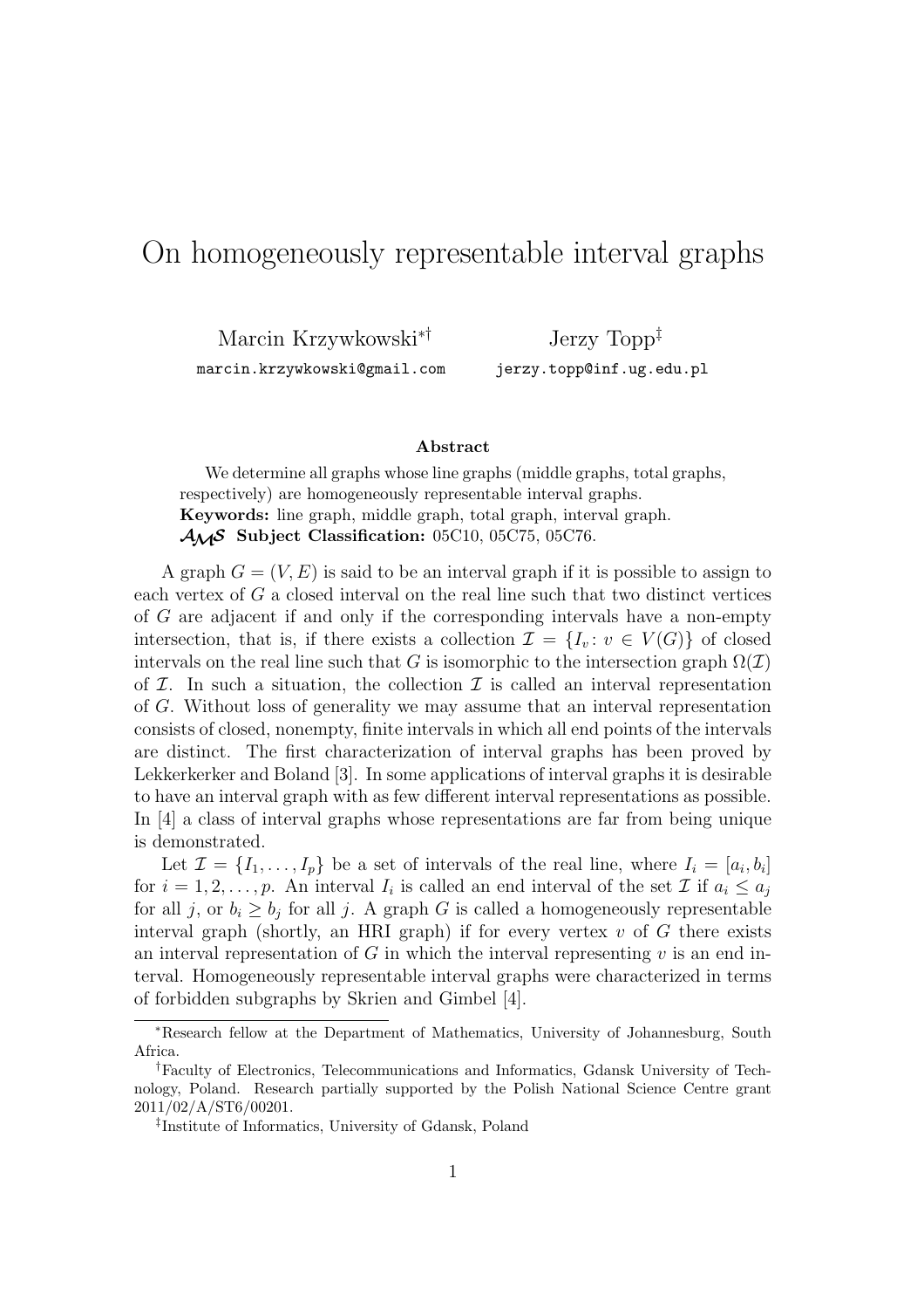# On homogeneously representable interval graphs

Marcin Krzywkowski[*][†]  
marcin.krzywkowski@gmail.com

Jerzy Topp[‡]  
jerzy.topp@inf.ug.edu.pl

### Abstract

We determine all graphs whose line graphs (middle graphs, total graphs, respectively) are homogeneously representable interval graphs.  
**Keywords:** line graph, middle graph, total graph, interval graph.  
**AMS Subject Classification:** 05C10, 05C75, 05C76.

A graph $G = (V, E)$ is said to be an interval graph if it is possible to assign to each vertex of $G$ a closed interval on the real line such that two distinct vertices of $G$ are adjacent if and only if the corresponding intervals have a non-empty intersection, that is, if there exists a collection $\mathcal{I} = \{I_v : v \in V(G)\}$ of closed intervals on the real line such that $G$ is isomorphic to the intersection graph $\Omega(\mathcal{I})$ of $\mathcal{I}$. In such a situation, the collection $\mathcal{I}$ is called an interval representation of $G$. Without loss of generality we may assume that an interval representation consists of closed, nonempty, finite intervals in which all end points of the intervals are distinct. The first characterization of interval graphs has been proved by Lekkerkerker and Boland [3]. In some applications of interval graphs it is desirable to have an interval graph with as few different interval representations as possible. In [4] a class of interval graphs whose representations are far from being unique is demonstrated.

Let $\mathcal{I} = \{I_1, \dots, I_p\}$ be a set of intervals of the real line, where $I_i = [a_i, b_i]$ for $i = 1, 2, \dots, p$. An interval $I_i$ is called an end interval of the set $\mathcal{I}$ if $a_i \le a_j$ for all $j$, or $b_i \ge b_j$ for all $j$. A graph $G$ is called a homogeneously representable interval graph (shortly, an HRI graph) if for every vertex $v$ of $G$ there exists an interval representation of $G$ in which the interval representing $v$ is an end interval. Homogeneously representable interval graphs were characterized in terms of forbidden subgraphs by Skrien and Gimbel [4].

---

[*] Research fellow at the Department of Mathematics, University of Johannesburg, South Africa.

[†] Faculty of Electronics, Telecommunications and Informatics, Gdansk University of Technology, Poland. Research partially supported by the Polish National Science Centre grant 2011/02/A/ST6/00201.

[‡] Institute of Informatics, University of Gdansk, Poland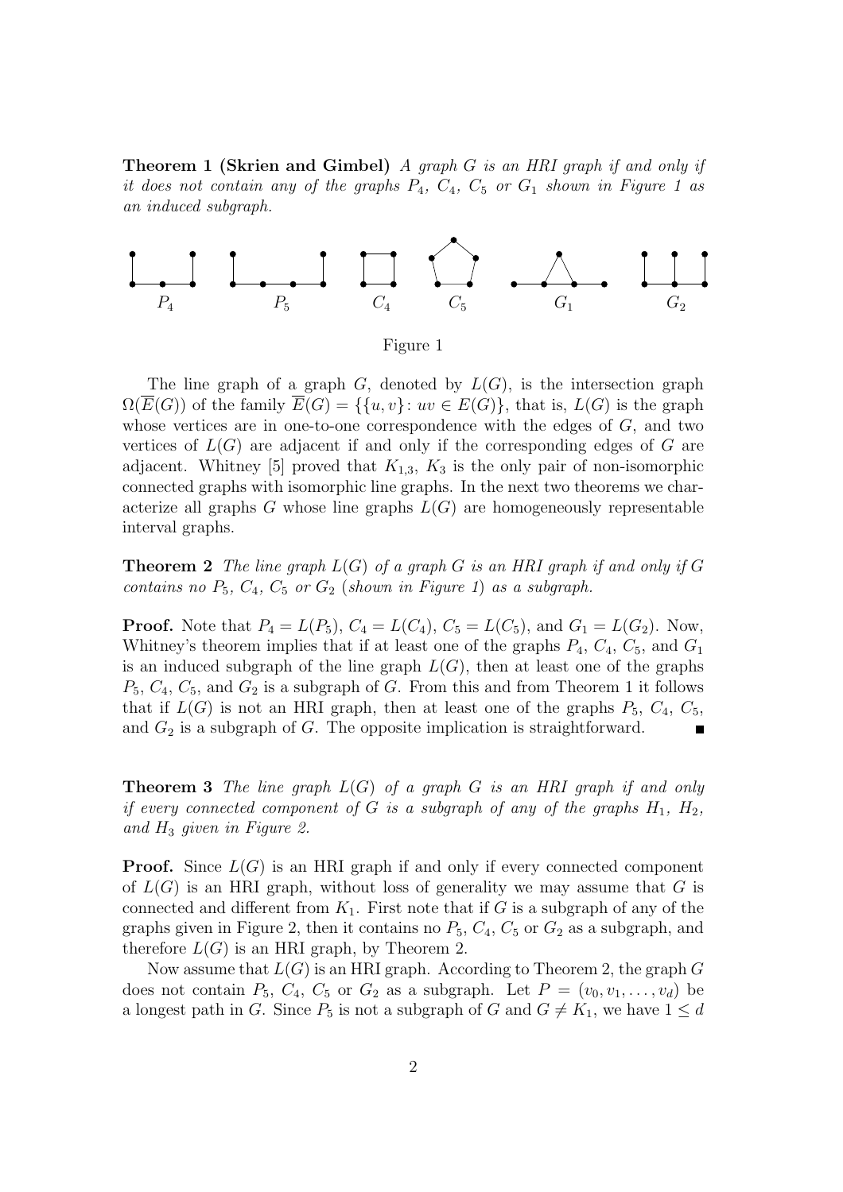**Theorem 1 (Skrien and Gimbel)** *A graph $G$ is an HRI graph if and only if it does not contain any of the graphs $P_4$, $C_4$, $C_5$ or $G_1$ shown in Figure 1 as an induced subgraph.*

Figure 1

The line graph of a graph $G$, denoted by $L(G)$, is the intersection graph $\Omega(\overline{E}(G))$ of the family $\overline{E}(G) = \{\{u, v\} : uv \in E(G)\}$, that is, $L(G)$ is the graph whose vertices are in one-to-one correspondence with the edges of $G$, and two vertices of $L(G)$ are adjacent if and only if the corresponding edges of $G$ are adjacent. Whitney [5] proved that $K_{1,3}$, $K_3$ is the only pair of non-isomorphic connected graphs with isomorphic line graphs. In the next two theorems we characterize all graphs $G$ whose line graphs $L(G)$ are homogeneously representable interval graphs.

**Theorem 2** *The line graph $L(G)$ of a graph $G$ is an HRI graph if and only if $G$ contains no $P_5$, $C_4$, $C_5$ or $G_2$ (shown in Figure 1) as a subgraph.*

**Proof.** Note that $P_4 = L(P_5)$, $C_4 = L(C_4)$, $C_5 = L(C_5)$, and $G_1 = L(G_2)$. Now, Whitney's theorem implies that if at least one of the graphs $P_4$, $C_4$, $C_5$, and $G_1$ is an induced subgraph of the line graph $L(G)$, then at least one of the graphs $P_5$, $C_4$, $C_5$, and $G_2$ is a subgraph of $G$. From this and from Theorem 1 it follows that if $L(G)$ is not an HRI graph, then at least one of the graphs $P_5$, $C_4$, $C_5$, and $G_2$ is a subgraph of $G$. The opposite implication is straightforward. ∎

**Theorem 3** *The line graph $L(G)$ of a graph $G$ is an HRI graph if and only if every connected component of $G$ is a subgraph of any of the graphs $H_1$, $H_2$, and $H_3$ given in Figure 2.*

**Proof.** Since $L(G)$ is an HRI graph if and only if every connected component of $L(G)$ is an HRI graph, without loss of generality we may assume that $G$ is connected and different from $K_1$. First note that if $G$ is a subgraph of any of the graphs given in Figure 2, then it contains no $P_5$, $C_4$, $C_5$ or $G_2$ as a subgraph, and therefore $L(G)$ is an HRI graph, by Theorem 2.

Now assume that $L(G)$ is an HRI graph. According to Theorem 2, the graph $G$ does not contain $P_5$, $C_4$, $C_5$ or $G_2$ as a subgraph. Let $P = (v_0, v_1, \ldots, v_d)$ be a longest path in $G$. Since $P_5$ is not a subgraph of $G$ and $G \neq K_1$, we have $1 \leq d$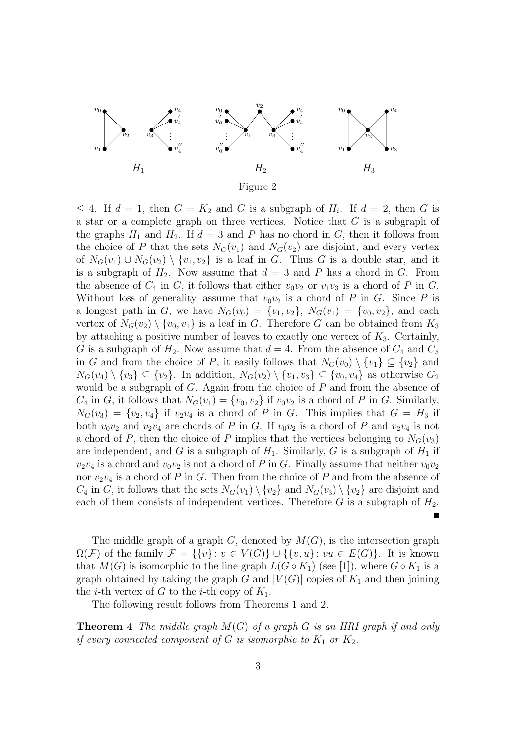$H_1$ $H_2$ $H_3$

Figure 2

$\leq 4$. If $d = 1$, then $G = K_2$ and $G$ is a subgraph of $H_i$. If $d = 2$, then $G$ is a star or a complete graph on three vertices. Notice that $G$ is a subgraph of the graphs $H_1$ and $H_2$. If $d = 3$ and $P$ has no chord in $G$, then it follows from the choice of $P$ that the sets $N_G(v_1)$ and $N_G(v_2)$ are disjoint, and every vertex of $N_G(v_1) \cup N_G(v_2) \setminus \{v_1, v_2\}$ is a leaf in $G$. Thus $G$ is a double star, and it is a subgraph of $H_2$. Now assume that $d = 3$ and $P$ has a chord in $G$. From the absence of $C_4$ in $G$, it follows that either $v_0v_2$ or $v_1v_3$ is a chord of $P$ in $G$. Without loss of generality, assume that $v_0v_2$ is a chord of $P$ in $G$. Since $P$ is a longest path in $G$, we have $N_G(v_0) = \{v_1, v_2\}$, $N_G(v_1) = \{v_0, v_2\}$, and each vertex of $N_G(v_2) \setminus \{v_0, v_1\}$ is a leaf in $G$. Therefore $G$ can be obtained from $K_3$ by attaching a positive number of leaves to exactly one vertex of $K_3$. Certainly, $G$ is a subgraph of $H_2$. Now assume that $d = 4$. From the absence of $C_4$ and $C_5$ in $G$ and from the choice of $P$, it easily follows that $N_G(v_0) \setminus \{v_1\} \subseteq \{v_2\}$ and $N_G(v_4) \setminus \{v_3\} \subseteq \{v_2\}$. In addition, $N_G(v_2) \setminus \{v_1, v_3\} \subseteq \{v_0, v_4\}$ as otherwise $G_2$ would be a subgraph of $G$. Again from the choice of $P$ and from the absence of $C_4$ in $G$, it follows that $N_G(v_1) = \{v_0, v_2\}$ if $v_0v_2$ is a chord of $P$ in $G$. Similarly, $N_G(v_3) = \{v_2, v_4\}$ if $v_2v_4$ is a chord of $P$ in $G$. This implies that $G = H_3$ if both $v_0v_2$ and $v_2v_4$ are chords of $P$ in $G$. If $v_0v_2$ is a chord of $P$ and $v_2v_4$ is not a chord of $P$, then the choice of $P$ implies that the vertices belonging to $N_G(v_3)$ are independent, and $G$ is a subgraph of $H_1$. Similarly, $G$ is a subgraph of $H_1$ if $v_2v_4$ is a chord and $v_0v_2$ is not a chord of $P$ in $G$. Finally assume that neither $v_0v_2$ nor $v_2v_4$ is a chord of $P$ in $G$. Then from the choice of $P$ and from the absence of $C_4$ in $G$, it follows that the sets $N_G(v_1) \setminus \{v_2\}$ and $N_G(v_3) \setminus \{v_2\}$ are disjoint and each of them consists of independent vertices. Therefore $G$ is a subgraph of $H_2$. ∎

The middle graph of a graph $G$, denoted by $M(G)$, is the intersection graph $\Omega(\mathcal{F})$ of the family $\mathcal{F} = \{\{v\} : v \in V(G)\} \cup \{\{v, u\} : vu \in E(G)\}$. It is known that $M(G)$ is isomorphic to the line graph $L(G \circ K_1)$ (see [1]), where $G \circ K_1$ is a graph obtained by taking the graph $G$ and $|V(G)|$ copies of $K_1$ and then joining the $i$-th vertex of $G$ to the $i$-th copy of $K_1$.

The following result follows from Theorems 1 and 2.

**Theorem 4** *The middle graph $M(G)$ of a graph $G$ is an HRI graph if and only if every connected component of $G$ is isomorphic to $K_1$ or $K_2$.*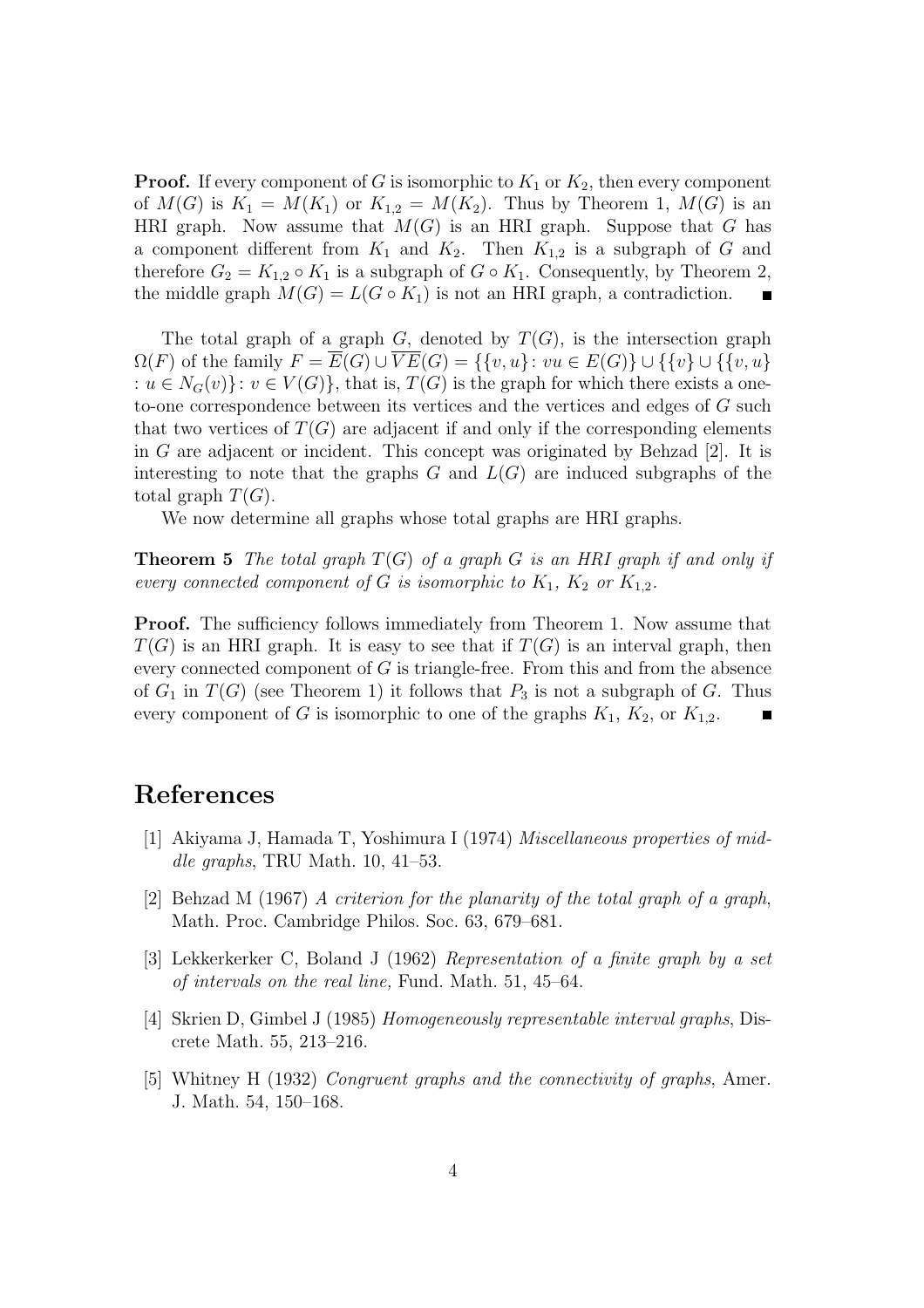**Proof.** If every component of $G$ is isomorphic to $K_1$ or $K_2$, then every component of $M(G)$ is $K_1 = M(K_1)$ or $K_{1,2} = M(K_2)$. Thus by Theorem 1, $M(G)$ is an HRI graph. Now assume that $M(G)$ is an HRI graph. Suppose that $G$ has a component different from $K_1$ and $K_2$. Then $K_{1,2}$ is a subgraph of $G$ and therefore $G_2 = K_{1,2} \circ K_1$ is a subgraph of $G \circ K_1$. Consequently, by Theorem 2, the middle graph $M(G) = L(G \circ K_1)$ is not an HRI graph, a contradiction. ∎

The total graph of a graph $G$, denoted by $T(G)$, is the intersection graph $\Omega(F)$ of the family $F = \overline{E}(G) \cup \overline{VE}(G) = \{\{v, u\} : vu \in E(G)\} \cup \{\{v\} \cup \{\{v, u\} : u \in N_G(v)\} : v \in V(G)\}$, that is, $T(G)$ is the graph for which there exists a one-to-one correspondence between its vertices and the vertices and edges of $G$ such that two vertices of $T(G)$ are adjacent if and only if the corresponding elements in $G$ are adjacent or incident. This concept was originated by Behzad [2]. It is interesting to note that the graphs $G$ and $L(G)$ are induced subgraphs of the total graph $T(G)$.

We now determine all graphs whose total graphs are HRI graphs.

**Theorem 5** *The total graph $T(G)$ of a graph $G$ is an HRI graph if and only if every connected component of $G$ is isomorphic to $K_1$, $K_2$ or $K_{1,2}$.*

**Proof.** The sufficiency follows immediately from Theorem 1. Now assume that $T(G)$ is an HRI graph. It is easy to see that if $T(G)$ is an interval graph, then every connected component of $G$ is triangle-free. From this and from the absence of $G_1$ in $T(G)$ (see Theorem 1) it follows that $P_3$ is not a subgraph of $G$. Thus every component of $G$ is isomorphic to one of the graphs $K_1$, $K_2$, or $K_{1,2}$. ∎

# References

[1] Akiyama J, Hamada T, Yoshimura I (1974) *Miscellaneous properties of middle graphs*, TRU Math. 10, 41–53.

[2] Behzad M (1967) *A criterion for the planarity of the total graph of a graph*, Math. Proc. Cambridge Philos. Soc. 63, 679–681.

[3] Lekkerkerker C, Boland J (1962) *Representation of a finite graph by a set of intervals on the real line,* Fund. Math. 51, 45–64.

[4] Skrien D, Gimbel J (1985) *Homogeneously representable interval graphs*, Discrete Math. 55, 213–216.

[5] Whitney H (1932) *Congruent graphs and the connectivity of graphs*, Amer. J. Math. 54, 150–168.